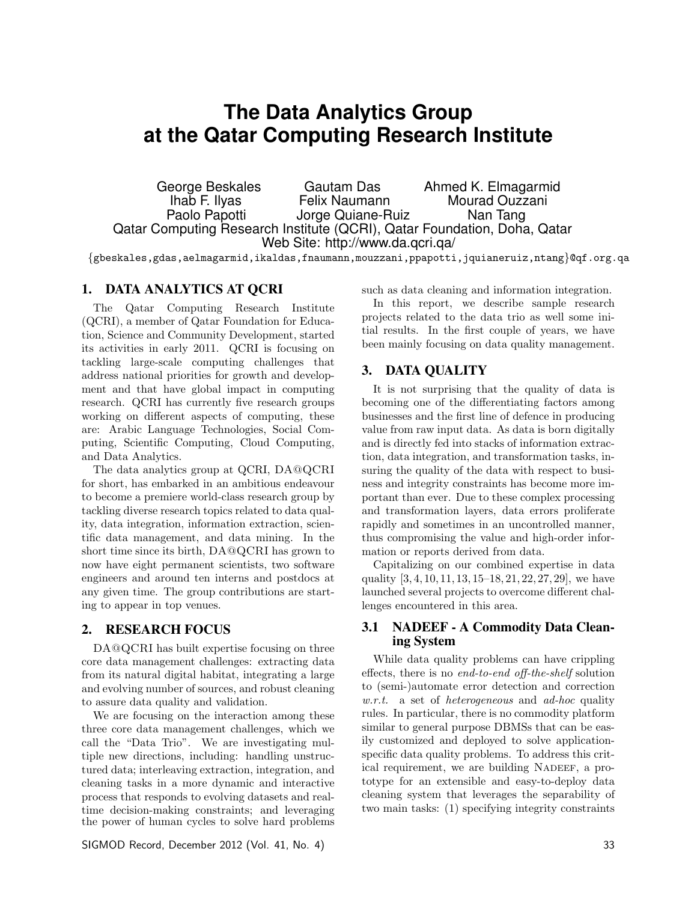# The Data Analytics Group at the Qatar Computing Research Institute

George Beskales, Gautam Das, Ahmed K. Elmagarmid, Ihab F. Ilyas, Felix Naumann, Mourad Ouzzani, Paolo Papotti, Jorge Quiane-Ruiz, Nan Tang

Qatar Computing Research Institute (QCRI), Qatar Foundation, Doha, Qatar

Web Site: http://www.da.qcri.qa/

{gbeskales,gdas,aelmagarmid,ikaldas,fnaumann,mouzzani,ppapotti,jquianeruiz,ntang}@qf.org.qa

## 1. DATA ANALYTICS AT QCRI

The Qatar Computing Research Institute (QCRI), a member of Qatar Foundation for Education, Science and Community Development, started its activities in early 2011. QCRI is focusing on tackling large-scale computing challenges that address national priorities for growth and development and that have global impact in computing research. QCRI has currently five research groups working on different aspects of computing, these are: Arabic Language Technologies, Social Computing, Scientific Computing, Cloud Computing, and Data Analytics.

The data analytics group at QCRI, DA@QCRI for short, has embarked in an ambitious endeavour to become a premiere world-class research group by tackling diverse research topics related to data quality, data integration, information extraction, scientific data management, and data mining. In the short time since its birth, DA@QCRI has grown to now have eight permanent scientists, two software engineers and around ten interns and postdocs at any given time. The group contributions are starting to appear in top venues.

## 2. RESEARCH FOCUS

DA@QCRI has built expertise focusing on three core data management challenges: extracting data from its natural digital habitat, integrating a large and evolving number of sources, and robust cleaning to assure data quality and validation.

We are focusing on the interaction among these three core data management challenges, which we call the "Data Trio". We are investigating multiple new directions, including: handling unstructured data; interleaving extraction, integration, and cleaning tasks in a more dynamic and interactive process that responds to evolving datasets and real-time decision-making constraints; and leveraging the power of human cycles to solve hard problems such as data cleaning and information integration.

In this report, we describe sample research projects related to the data trio as well some initial results. In the first couple of years, we have been mainly focusing on data quality management.

## 3. DATA QUALITY

It is not surprising that the quality of data is becoming one of the differentiating factors among businesses and the first line of defence in producing value from raw input data. As data is born digitally and is directly fed into stacks of information extraction, data integration, and transformation tasks, insuring the quality of the data with respect to business and integrity constraints has become more important than ever. Due to these complex processing and transformation layers, data errors proliferate rapidly and sometimes in an uncontrolled manner, thus compromising the value and high-order information or reports derived from data.

Capitalizing on our combined expertise in data quality [3, 4, 10, 11, 13, 15–18, 21, 22, 27, 29], we have launched several projects to overcome different challenges encountered in this area.

### 3.1 NADEEF - A Commodity Data Cleaning System

While data quality problems can have crippling effects, there is no *end-to-end off-the-shelf* solution to (semi-)automate error detection and correction *w.r.t.* a set of *heterogeneous* and *ad-hoc* quality rules. In particular, there is no commodity platform similar to general purpose DBMSs that can be easily customized and deployed to solve application-specific data quality problems. To address this critical requirement, we are building NADEEF, a prototype for an extensible and easy-to-deploy data cleaning system that leverages the separability of two main tasks: (1) specifying integrity constraints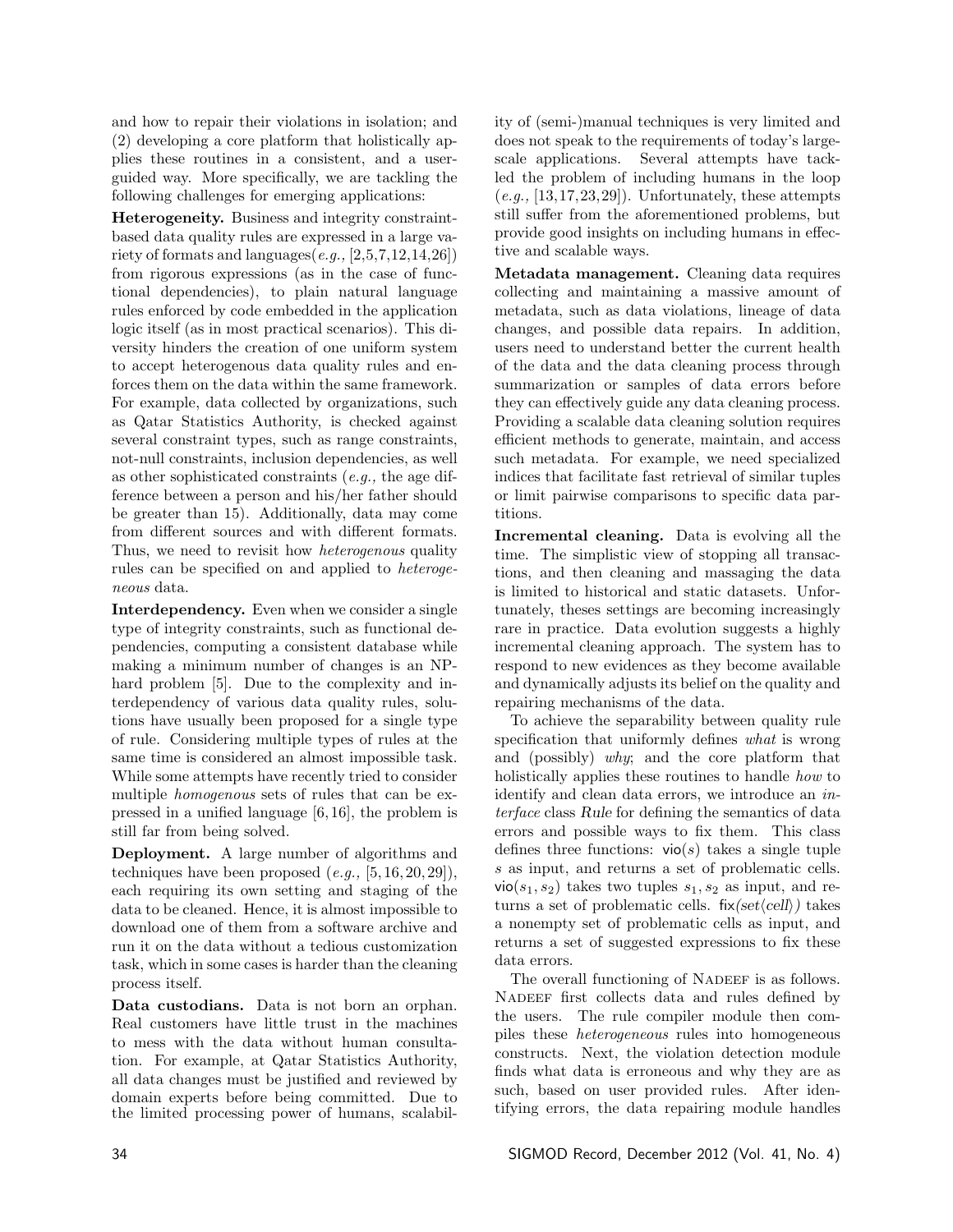and how to repair their violations in isolation; and (2) developing a core platform that holistically applies these routines in a consistent, and a user-guided way. More specifically, we are tackling the following challenges for emerging applications:

**Heterogeneity.** Business and integrity constraint-based data quality rules are expressed in a large variety of formats and languages(*e.g.,* [2,5,7,12,14,26]) from rigorous expressions (as in the case of functional dependencies), to plain natural language rules enforced by code embedded in the application logic itself (as in most practical scenarios). This diversity hinders the creation of one uniform system to accept heterogenous data quality rules and enforces them on the data within the same framework. For example, data collected by organizations, such as Qatar Statistics Authority, is checked against several constraint types, such as range constraints, not-null constraints, inclusion dependencies, as well as other sophisticated constraints (*e.g.,* the age difference between a person and his/her father should be greater than 15). Additionally, data may come from different sources and with different formats. Thus, we need to revisit how *heterogenous* quality rules can be specified on and applied to *heterogeneous* data.

**Interdependency.** Even when we consider a single type of integrity constraints, such as functional dependencies, computing a consistent database while making a minimum number of changes is an NP-hard problem [5]. Due to the complexity and interdependency of various data quality rules, solutions have usually been proposed for a single type of rule. Considering multiple types of rules at the same time is considered an almost impossible task. While some attempts have recently tried to consider multiple *homogenous* sets of rules that can be expressed in a unified language [6,16], the problem is still far from being solved.

**Deployment.** A large number of algorithms and techniques have been proposed (*e.g.,* [5,16,20,29]), each requiring its own setting and staging of the data to be cleaned. Hence, it is almost impossible to download one of them from a software archive and run it on the data without a tedious customization task, which in some cases is harder than the cleaning process itself.

**Data custodians.** Data is not born an orphan. Real customers have little trust in the machines to mess with the data without human consultation. For example, at Qatar Statistics Authority, all data changes must be justified and reviewed by domain experts before being committed. Due to the limited processing power of humans, scalability of (semi-)manual techniques is very limited and does not speak to the requirements of today's large-scale applications. Several attempts have tackled the problem of including humans in the loop (*e.g.,* [13,17,23,29]). Unfortunately, these attempts still suffer from the aforementioned problems, but provide good insights on including humans in effective and scalable ways.

**Metadata management.** Cleaning data requires collecting and maintaining a massive amount of metadata, such as data violations, lineage of data changes, and possible data repairs. In addition, users need to understand better the current health of the data and the data cleaning process through summarization or samples of data errors before they can effectively guide any data cleaning process. Providing a scalable data cleaning solution requires efficient methods to generate, maintain, and access such metadata. For example, we need specialized indices that facilitate fast retrieval of similar tuples or limit pairwise comparisons to specific data partitions.

**Incremental cleaning.** Data is evolving all the time. The simplistic view of stopping all transactions, and then cleaning and massaging the data is limited to historical and static datasets. Unfortunately, theses settings are becoming increasingly rare in practice. Data evolution suggests a highly incremental cleaning approach. The system has to respond to new evidences as they become available and dynamically adjusts its belief on the quality and repairing mechanisms of the data.

To achieve the separability between quality rule specification that uniformly defines *what* is wrong and (possibly) *why*; and the core platform that holistically applies these routines to handle *how* to identify and clean data errors, we introduce an *interface* class *Rule* for defining the semantics of data errors and possible ways to fix them. This class defines three functions: $\mathsf{vio}(s)$ takes a single tuple $s$ as input, and returns a set of problematic cells. $\mathsf{vio}(s_1, s_2)$ takes two tuples $s_1, s_2$ as input, and returns a set of problematic cells. $\mathsf{fix}(set\langle cell\rangle)$ takes a nonempty set of problematic cells as input, and returns a set of suggested expressions to fix these data errors.

The overall functioning of NADEEF is as follows. NADEEF first collects data and rules defined by the users. The rule compiler module then compiles these *heterogeneous* rules into homogeneous constructs. Next, the violation detection module finds what data is erroneous and why they are as such, based on user provided rules. After identifying errors, the data repairing module handles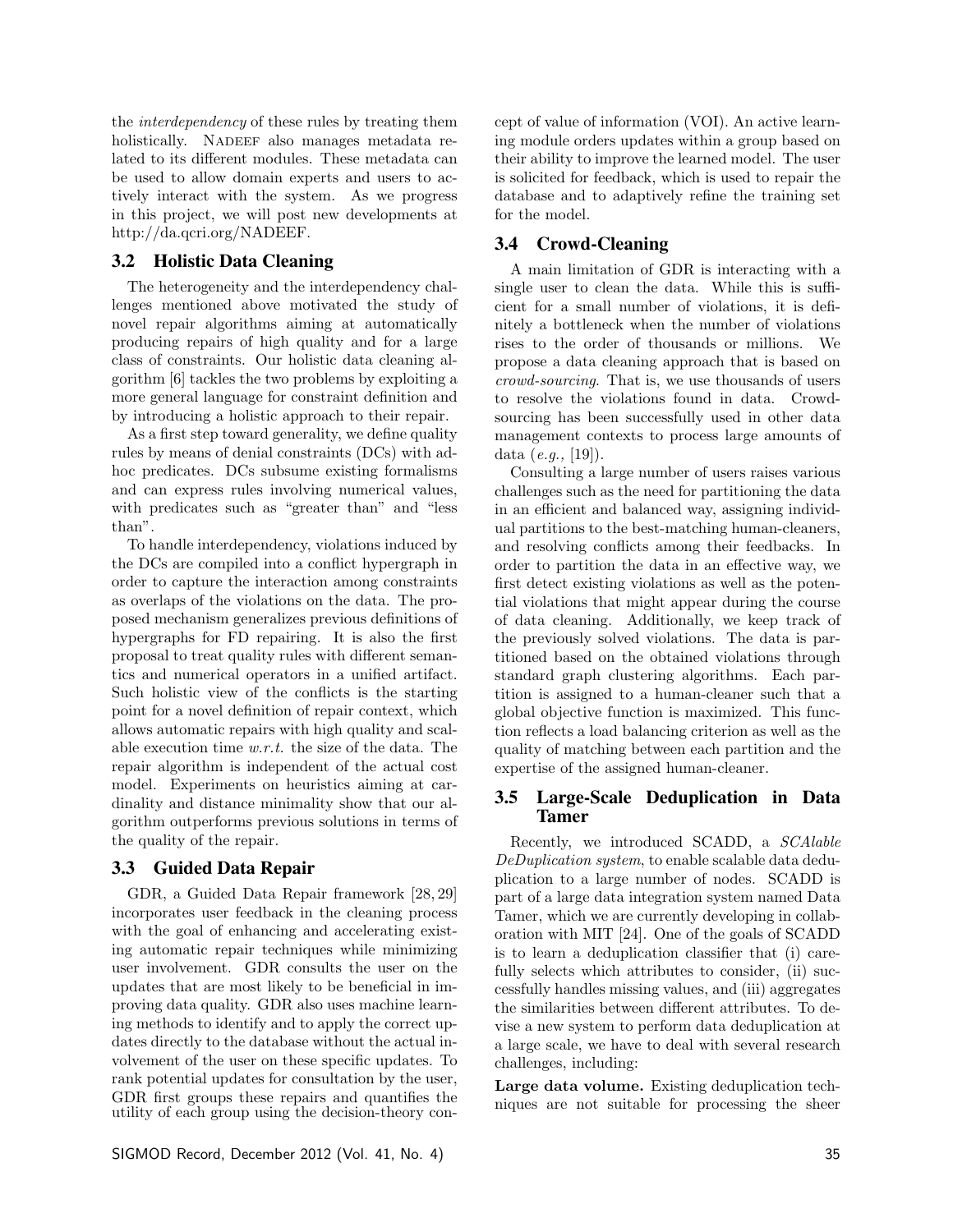the *interdependency* of these rules by treating them holistically. NADEEF also manages metadata related to its different modules. These metadata can be used to allow domain experts and users to actively interact with the system. As we progress in this project, we will post new developments at http://da.qcri.org/NADEEF.

### 3.2 Holistic Data Cleaning

The heterogeneity and the interdependency challenges mentioned above motivated the study of novel repair algorithms aiming at automatically producing repairs of high quality and for a large class of constraints. Our holistic data cleaning algorithm [6] tackles the two problems by exploiting a more general language for constraint definition and by introducing a holistic approach to their repair.

As a first step toward generality, we define quality rules by means of denial constraints (DCs) with adhoc predicates. DCs subsume existing formalisms and can express rules involving numerical values, with predicates such as "greater than" and "less than".

To handle interdependency, violations induced by the DCs are compiled into a conflict hypergraph in order to capture the interaction among constraints as overlaps of the violations on the data. The proposed mechanism generalizes previous definitions of hypergraphs for FD repairing. It is also the first proposal to treat quality rules with different semantics and numerical operators in a unified artifact. Such holistic view of the conflicts is the starting point for a novel definition of repair context, which allows automatic repairs with high quality and scalable execution time *w.r.t.* the size of the data. The repair algorithm is independent of the actual cost model. Experiments on heuristics aiming at cardinality and distance minimality show that our algorithm outperforms previous solutions in terms of the quality of the repair.

### 3.3 Guided Data Repair

GDR, a Guided Data Repair framework [28, 29] incorporates user feedback in the cleaning process with the goal of enhancing and accelerating existing automatic repair techniques while minimizing user involvement. GDR consults the user on the updates that are most likely to be beneficial in improving data quality. GDR also uses machine learning methods to identify and to apply the correct updates directly to the database without the actual involvement of the user on these specific updates. To rank potential updates for consultation by the user, GDR first groups these repairs and quantifies the utility of each group using the decision-theory concept of value of information (VOI). An active learning module orders updates within a group based on their ability to improve the learned model. The user is solicited for feedback, which is used to repair the database and to adaptively refine the training set for the model.

### 3.4 Crowd-Cleaning

A main limitation of GDR is interacting with a single user to clean the data. While this is sufficient for a small number of violations, it is definitely a bottleneck when the number of violations rises to the order of thousands or millions. We propose a data cleaning approach that is based on *crowd-sourcing*. That is, we use thousands of users to resolve the violations found in data. Crowdsourcing has been successfully used in other data management contexts to process large amounts of data (*e.g.,* [19]).

Consulting a large number of users raises various challenges such as the need for partitioning the data in an efficient and balanced way, assigning individual partitions to the best-matching human-cleaners, and resolving conflicts among their feedbacks. In order to partition the data in an effective way, we first detect existing violations as well as the potential violations that might appear during the course of data cleaning. Additionally, we keep track of the previously solved violations. The data is partitioned based on the obtained violations through standard graph clustering algorithms. Each partition is assigned to a human-cleaner such that a global objective function is maximized. This function reflects a load balancing criterion as well as the quality of matching between each partition and the expertise of the assigned human-cleaner.

### 3.5 Large-Scale Deduplication in Data Tamer

Recently, we introduced SCADD, a *SCAlable DeDuplication system*, to enable scalable data deduplication to a large number of nodes. SCADD is part of a large data integration system named Data Tamer, which we are currently developing in collaboration with MIT [24]. One of the goals of SCADD is to learn a deduplication classifier that (i) carefully selects which attributes to consider, (ii) successfully handles missing values, and (iii) aggregates the similarities between different attributes. To devise a new system to perform data deduplication at a large scale, we have to deal with several research challenges, including:

**Large data volume.** Existing deduplication techniques are not suitable for processing the sheer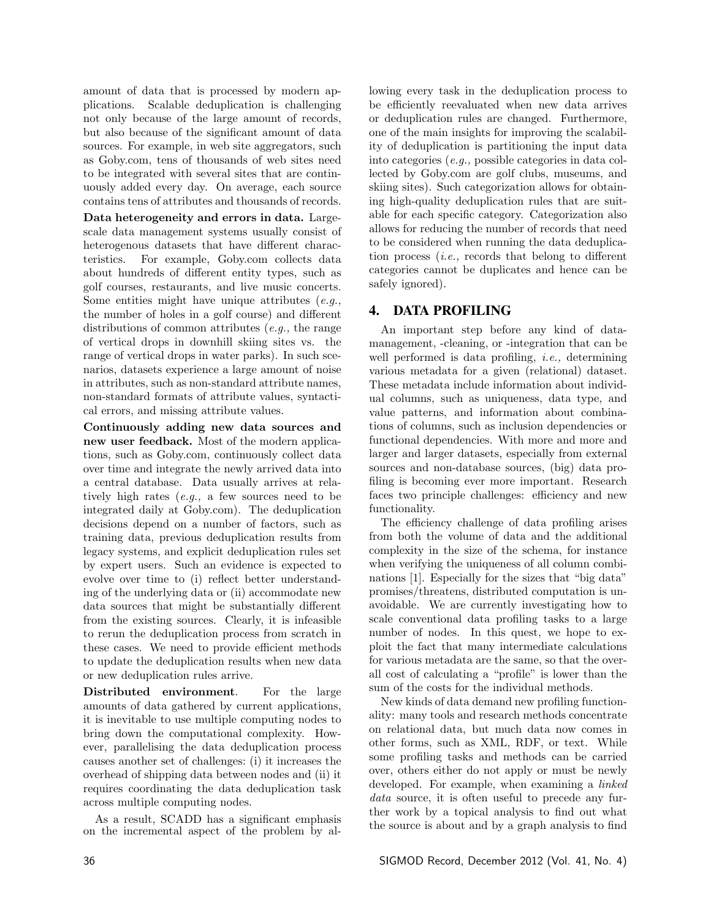amount of data that is processed by modern applications. Scalable deduplication is challenging not only because of the large amount of records, but also because of the significant amount of data sources. For example, in web site aggregators, such as Goby.com, tens of thousands of web sites need to be integrated with several sites that are continuously added every day. On average, each source contains tens of attributes and thousands of records.

**Data heterogeneity and errors in data.** Large-scale data management systems usually consist of heterogenous datasets that have different characteristics. For example, Goby.com collects data about hundreds of different entity types, such as golf courses, restaurants, and live music concerts. Some entities might have unique attributes (*e.g.,* the number of holes in a golf course) and different distributions of common attributes (*e.g.,* the range of vertical drops in downhill skiing sites vs. the range of vertical drops in water parks). In such scenarios, datasets experience a large amount of noise in attributes, such as non-standard attribute names, non-standard formats of attribute values, syntactical errors, and missing attribute values.

**Continuously adding new data sources and new user feedback.** Most of the modern applications, such as Goby.com, continuously collect data over time and integrate the newly arrived data into a central database. Data usually arrives at relatively high rates (*e.g.,* a few sources need to be integrated daily at Goby.com). The deduplication decisions depend on a number of factors, such as training data, previous deduplication results from legacy systems, and explicit deduplication rules set by expert users. Such an evidence is expected to evolve over time to (i) reflect better understanding of the underlying data or (ii) accommodate new data sources that might be substantially different from the existing sources. Clearly, it is infeasible to rerun the deduplication process from scratch in these cases. We need to provide efficient methods to update the deduplication results when new data or new deduplication rules arrive.

**Distributed environment**. For the large amounts of data gathered by current applications, it is inevitable to use multiple computing nodes to bring down the computational complexity. However, parallelising the data deduplication process causes another set of challenges: (i) it increases the overhead of shipping data between nodes and (ii) it requires coordinating the data deduplication task across multiple computing nodes.

As a result, SCADD has a significant emphasis on the incremental aspect of the problem by allowing every task in the deduplication process to be efficiently reevaluated when new data arrives or deduplication rules are changed. Furthermore, one of the main insights for improving the scalability of deduplication is partitioning the input data into categories (*e.g.,* possible categories in data collected by Goby.com are golf clubs, museums, and skiing sites). Such categorization allows for obtaining high-quality deduplication rules that are suitable for each specific category. Categorization also allows for reducing the number of records that need to be considered when running the data deduplication process (*i.e.,* records that belong to different categories cannot be duplicates and hence can be safely ignored).

## 4. DATA PROFILING

An important step before any kind of data-management, -cleaning, or -integration that can be well performed is data profiling, *i.e.,* determining various metadata for a given (relational) dataset. These metadata include information about individual columns, such as uniqueness, data type, and value patterns, and information about combinations of columns, such as inclusion dependencies or functional dependencies. With more and more and larger and larger datasets, especially from external sources and non-database sources, (big) data profiling is becoming ever more important. Research faces two principle challenges: efficiency and new functionality.

The efficiency challenge of data profiling arises from both the volume of data and the additional complexity in the size of the schema, for instance when verifying the uniqueness of all column combinations [1]. Especially for the sizes that "big data" promises/threatens, distributed computation is unavoidable. We are currently investigating how to scale conventional data profiling tasks to a large number of nodes. In this quest, we hope to exploit the fact that many intermediate calculations for various metadata are the same, so that the overall cost of calculating a "profile" is lower than the sum of the costs for the individual methods.

New kinds of data demand new profiling functionality: many tools and research methods concentrate on relational data, but much data now comes in other forms, such as XML, RDF, or text. While some profiling tasks and methods can be carried over, others either do not apply or must be newly developed. For example, when examining a *linked data* source, it is often useful to precede any further work by a topical analysis to find out what the source is about and by a graph analysis to find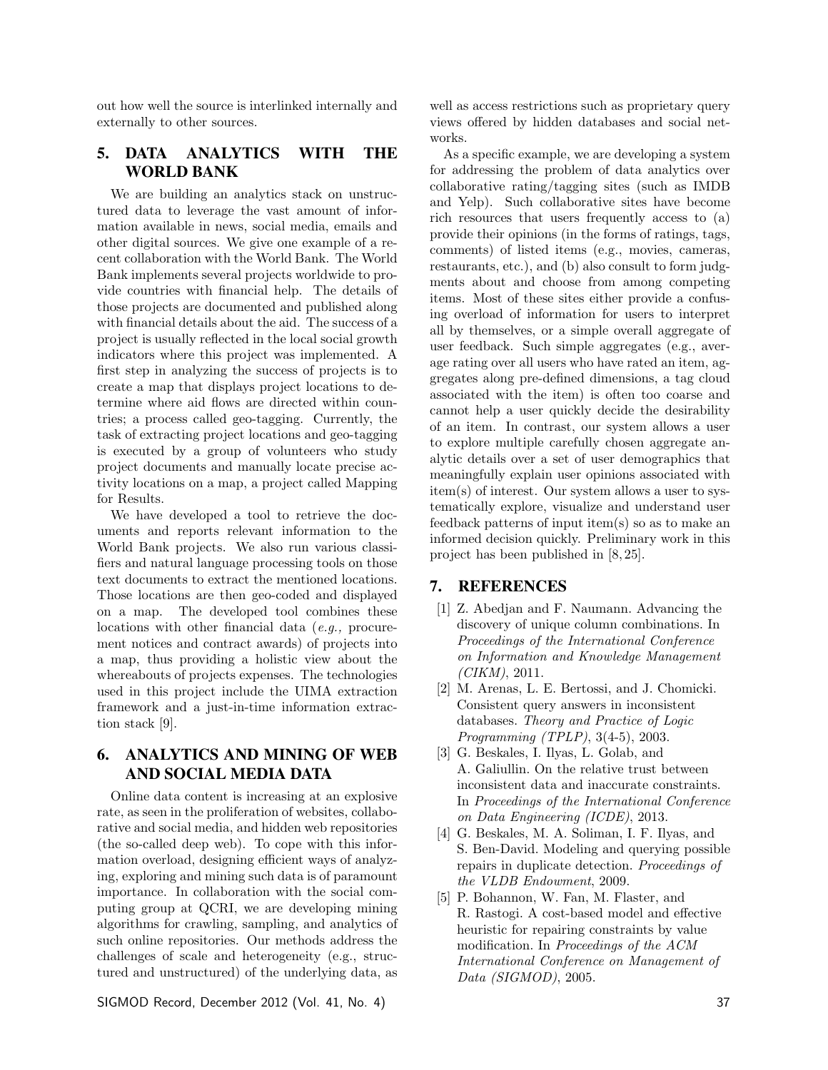out how well the source is interlinked internally and externally to other sources.

## 5. DATA ANALYTICS WITH THE WORLD BANK

We are building an analytics stack on unstructured data to leverage the vast amount of information available in news, social media, emails and other digital sources. We give one example of a recent collaboration with the World Bank. The World Bank implements several projects worldwide to provide countries with financial help. The details of those projects are documented and published along with financial details about the aid. The success of a project is usually reflected in the local social growth indicators where this project was implemented. A first step in analyzing the success of projects is to create a map that displays project locations to determine where aid flows are directed within countries; a process called geo-tagging. Currently, the task of extracting project locations and geo-tagging is executed by a group of volunteers who study project documents and manually locate precise activity locations on a map, a project called Mapping for Results.

We have developed a tool to retrieve the documents and reports relevant information to the World Bank projects. We also run various classifiers and natural language processing tools on those text documents to extract the mentioned locations. Those locations are then geo-coded and displayed on a map. The developed tool combines these locations with other financial data (*e.g.,* procurement notices and contract awards) of projects into a map, thus providing a holistic view about the whereabouts of projects expenses. The technologies used in this project include the UIMA extraction framework and a just-in-time information extraction stack [9].

## 6. ANALYTICS AND MINING OF WEB AND SOCIAL MEDIA DATA

Online data content is increasing at an explosive rate, as seen in the proliferation of websites, collaborative and social media, and hidden web repositories (the so-called deep web). To cope with this information overload, designing efficient ways of analyzing, exploring and mining such data is of paramount importance. In collaboration with the social computing group at QCRI, we are developing mining algorithms for crawling, sampling, and analytics of such online repositories. Our methods address the challenges of scale and heterogeneity (e.g., structured and unstructured) of the underlying data, as well as access restrictions such as proprietary query views offered by hidden databases and social networks.

As a specific example, we are developing a system for addressing the problem of data analytics over collaborative rating/tagging sites (such as IMDB and Yelp). Such collaborative sites have become rich resources that users frequently access to (a) provide their opinions (in the forms of ratings, tags, comments) of listed items (e.g., movies, cameras, restaurants, etc.), and (b) also consult to form judgments about and choose from among competing items. Most of these sites either provide a confusing overload of information for users to interpret all by themselves, or a simple overall aggregate of user feedback. Such simple aggregates (e.g., average rating over all users who have rated an item, aggregates along pre-defined dimensions, a tag cloud associated with the item) is often too coarse and cannot help a user quickly decide the desirability of an item. In contrast, our system allows a user to explore multiple carefully chosen aggregate analytic details over a set of user demographics that meaningfully explain user opinions associated with item(s) of interest. Our system allows a user to systematically explore, visualize and understand user feedback patterns of input item(s) so as to make an informed decision quickly. Preliminary work in this project has been published in [8, 25].

## 7. REFERENCES

[1] Z. Abedjan and F. Naumann. Advancing the discovery of unique column combinations. In *Proceedings of the International Conference on Information and Knowledge Management (CIKM)*, 2011.

[2] M. Arenas, L. E. Bertossi, and J. Chomicki. Consistent query answers in inconsistent databases. *Theory and Practice of Logic Programming (TPLP)*, 3(4-5), 2003.

[3] G. Beskales, I. Ilyas, L. Golab, and A. Galiullin. On the relative trust between inconsistent data and inaccurate constraints. In *Proceedings of the International Conference on Data Engineering (ICDE)*, 2013.

[4] G. Beskales, M. A. Soliman, I. F. Ilyas, and S. Ben-David. Modeling and querying possible repairs in duplicate detection. *Proceedings of the VLDB Endowment*, 2009.

[5] P. Bohannon, W. Fan, M. Flaster, and R. Rastogi. A cost-based model and effective heuristic for repairing constraints by value modification. In *Proceedings of the ACM International Conference on Management of Data (SIGMOD)*, 2005.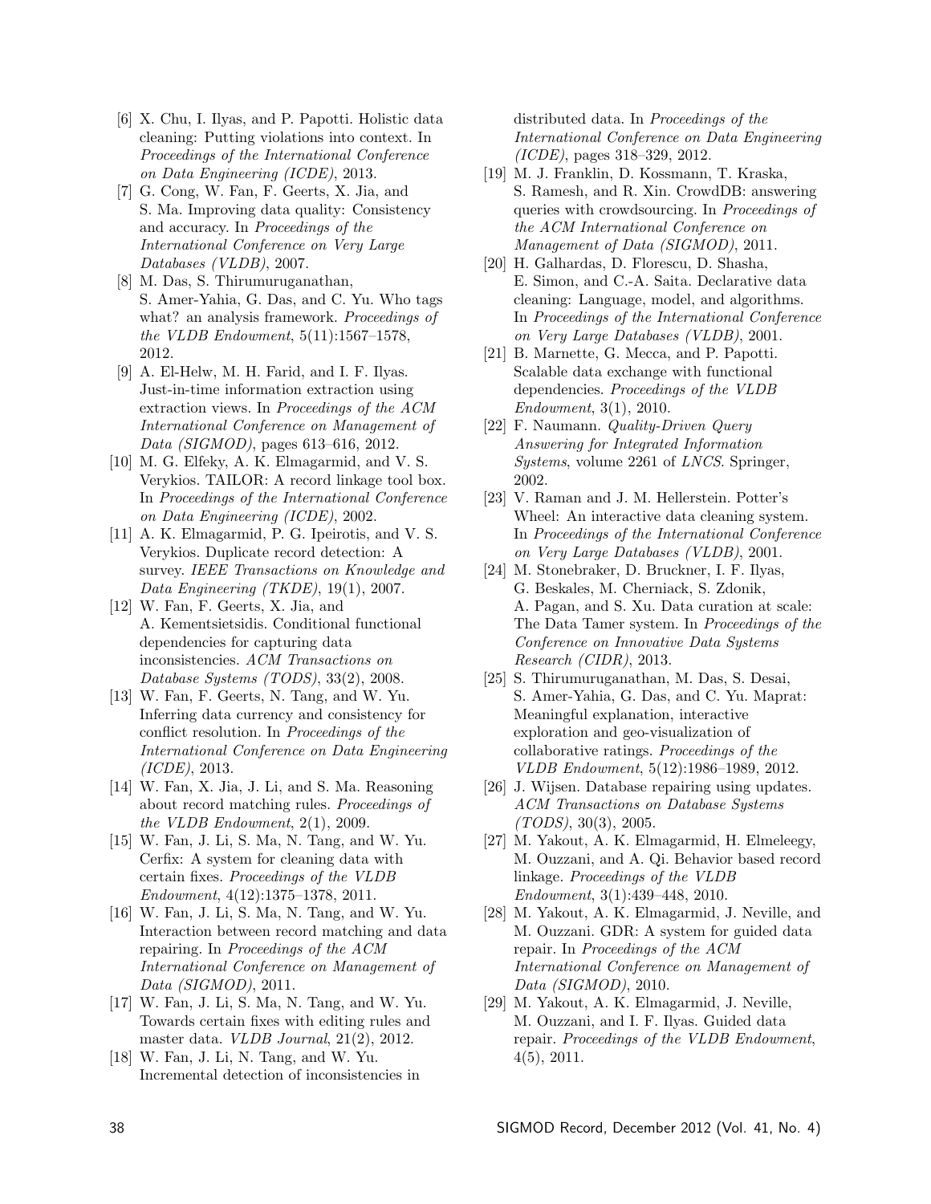[6] X. Chu, I. Ilyas, and P. Papotti. Holistic data cleaning: Putting violations into context. In *Proceedings of the International Conference on Data Engineering (ICDE)*, 2013.

[7] G. Cong, W. Fan, F. Geerts, X. Jia, and S. Ma. Improving data quality: Consistency and accuracy. In *Proceedings of the International Conference on Very Large Databases (VLDB)*, 2007.

[8] M. Das, S. Thirumuruganathan, S. Amer-Yahia, G. Das, and C. Yu. Who tags what? an analysis framework. *Proceedings of the VLDB Endowment*, 5(11):1567–1578, 2012.

[9] A. El-Helw, M. H. Farid, and I. F. Ilyas. Just-in-time information extraction using extraction views. In *Proceedings of the ACM International Conference on Management of Data (SIGMOD)*, pages 613–616, 2012.

[10] M. G. Elfeky, A. K. Elmagarmid, and V. S. Verykios. TAILOR: A record linkage tool box. In *Proceedings of the International Conference on Data Engineering (ICDE)*, 2002.

[11] A. K. Elmagarmid, P. G. Ipeirotis, and V. S. Verykios. Duplicate record detection: A survey. *IEEE Transactions on Knowledge and Data Engineering (TKDE)*, 19(1), 2007.

[12] W. Fan, F. Geerts, X. Jia, and A. Kementsietsidis. Conditional functional dependencies for capturing data inconsistencies. *ACM Transactions on Database Systems (TODS)*, 33(2), 2008.

[13] W. Fan, F. Geerts, N. Tang, and W. Yu. Inferring data currency and consistency for conflict resolution. In *Proceedings of the International Conference on Data Engineering (ICDE)*, 2013.

[14] W. Fan, X. Jia, J. Li, and S. Ma. Reasoning about record matching rules. *Proceedings of the VLDB Endowment*, 2(1), 2009.

[15] W. Fan, J. Li, S. Ma, N. Tang, and W. Yu. Cerfix: A system for cleaning data with certain fixes. *Proceedings of the VLDB Endowment*, 4(12):1375–1378, 2011.

[16] W. Fan, J. Li, S. Ma, N. Tang, and W. Yu. Interaction between record matching and data repairing. In *Proceedings of the ACM International Conference on Management of Data (SIGMOD)*, 2011.

[17] W. Fan, J. Li, S. Ma, N. Tang, and W. Yu. Towards certain fixes with editing rules and master data. *VLDB Journal*, 21(2), 2012.

[18] W. Fan, J. Li, N. Tang, and W. Yu. Incremental detection of inconsistencies in distributed data. In *Proceedings of the International Conference on Data Engineering (ICDE)*, pages 318–329, 2012.

[19] M. J. Franklin, D. Kossmann, T. Kraska, S. Ramesh, and R. Xin. CrowdDB: answering queries with crowdsourcing. In *Proceedings of the ACM International Conference on Management of Data (SIGMOD)*, 2011.

[20] H. Galhardas, D. Florescu, D. Shasha, E. Simon, and C.-A. Saita. Declarative data cleaning: Language, model, and algorithms. In *Proceedings of the International Conference on Very Large Databases (VLDB)*, 2001.

[21] B. Marnette, G. Mecca, and P. Papotti. Scalable data exchange with functional dependencies. *Proceedings of the VLDB Endowment*, 3(1), 2010.

[22] F. Naumann. *Quality-Driven Query Answering for Integrated Information Systems*, volume 2261 of *LNCS*. Springer, 2002.

[23] V. Raman and J. M. Hellerstein. Potter's Wheel: An interactive data cleaning system. In *Proceedings of the International Conference on Very Large Databases (VLDB)*, 2001.

[24] M. Stonebraker, D. Bruckner, I. F. Ilyas, G. Beskales, M. Cherniack, S. Zdonik, A. Pagan, and S. Xu. Data curation at scale: The Data Tamer system. In *Proceedings of the Conference on Innovative Data Systems Research (CIDR)*, 2013.

[25] S. Thirumuruganathan, M. Das, S. Desai, S. Amer-Yahia, G. Das, and C. Yu. Maprat: Meaningful explanation, interactive exploration and geo-visualization of collaborative ratings. *Proceedings of the VLDB Endowment*, 5(12):1986–1989, 2012.

[26] J. Wijsen. Database repairing using updates. *ACM Transactions on Database Systems (TODS)*, 30(3), 2005.

[27] M. Yakout, A. K. Elmagarmid, H. Elmeleegy, M. Ouzzani, and A. Qi. Behavior based record linkage. *Proceedings of the VLDB Endowment*, 3(1):439–448, 2010.

[28] M. Yakout, A. K. Elmagarmid, J. Neville, and M. Ouzzani. GDR: A system for guided data repair. In *Proceedings of the ACM International Conference on Management of Data (SIGMOD)*, 2010.

[29] M. Yakout, A. K. Elmagarmid, J. Neville, M. Ouzzani, and I. F. Ilyas. Guided data repair. *Proceedings of the VLDB Endowment*, 4(5), 2011.